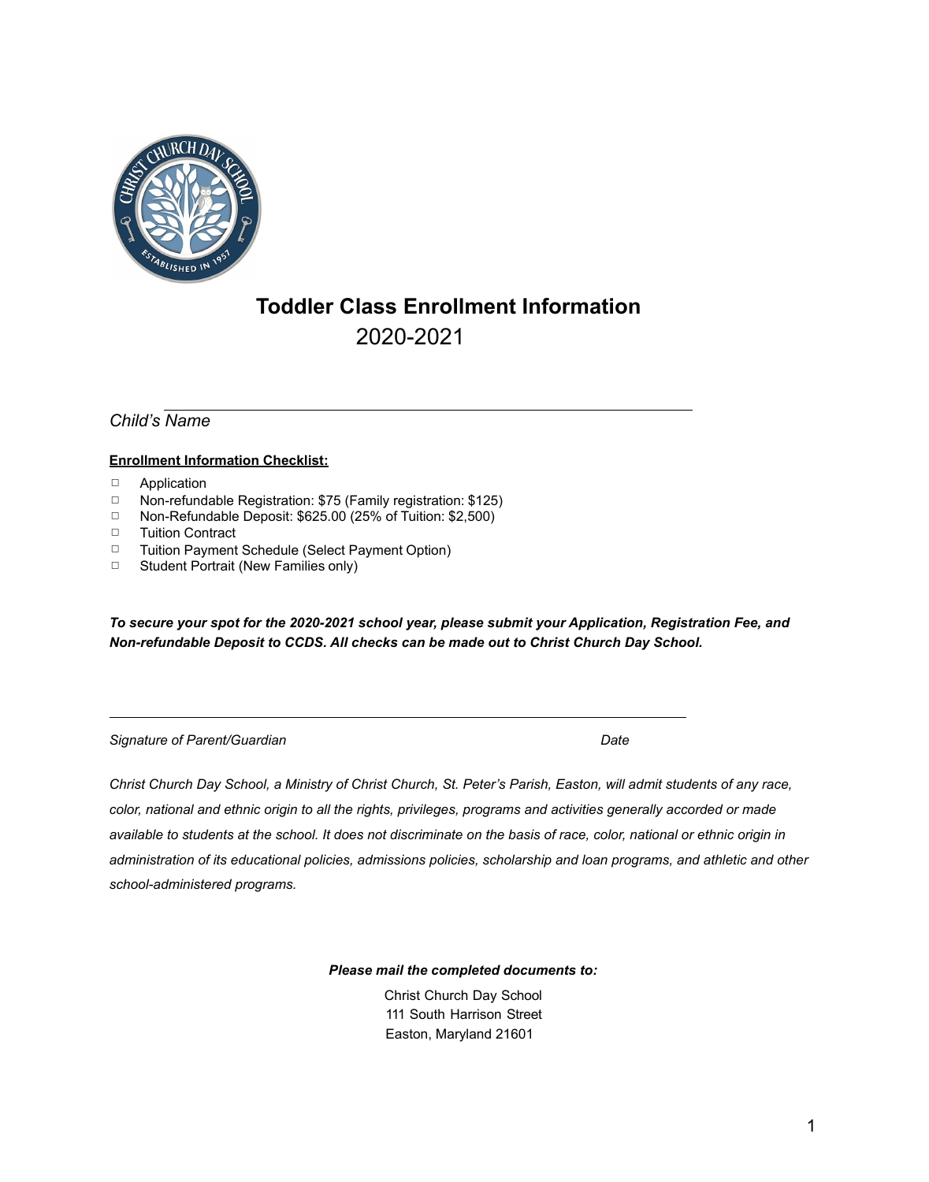# Toddler Class Enrollment Information

2020-2021

*Child's Name* \_\_\_\_\_\_\_\_\_\_\_\_\_\_\_\_\_\_\_\_\_\_\_\_\_\_\_\_\_\_\_\_\_\_\_\_\_\_\_\_\_\_\_\_\_\_\_\_

**Enrollment Information Checklist:**

- ☐ Application
- ☐ Non-refundable Registration: $75 (Family registration: $125)
- ☐ Non-Refundable Deposit: $625.00 (25% of Tuition: $2,500)
- ☐ Tuition Contract
- ☐ Tuition Payment Schedule (Select Payment Option)
- ☐ Student Portrait (New Families only)

***To secure your spot for the 2020-2021 school year, please submit your Application, Registration Fee, and Non-refundable Deposit to CCDS. All checks can be made out to Christ Church Day School.***

\_\_\_\_\_\_\_\_\_\_\_\_\_\_\_\_\_\_\_\_\_\_\_\_\_\_\_\_\_\_\_\_\_\_\_\_\_\_\_\_\_\_\_\_\_\_\_\_\_\_\_\_\_\_\_\_

*Signature of Parent/Guardian* *Date*

*Christ Church Day School, a Ministry of Christ Church, St. Peter's Parish, Easton, will admit students of any race, color, national and ethnic origin to all the rights, privileges, programs and activities generally accorded or made available to students at the school. It does not discriminate on the basis of race, color, national or ethnic origin in administration of its educational policies, admissions policies, scholarship and loan programs, and athletic and other school-administered programs.*

***Please mail the completed documents to:***

Christ Church Day School
111 South Harrison Street
Easton, Maryland 21601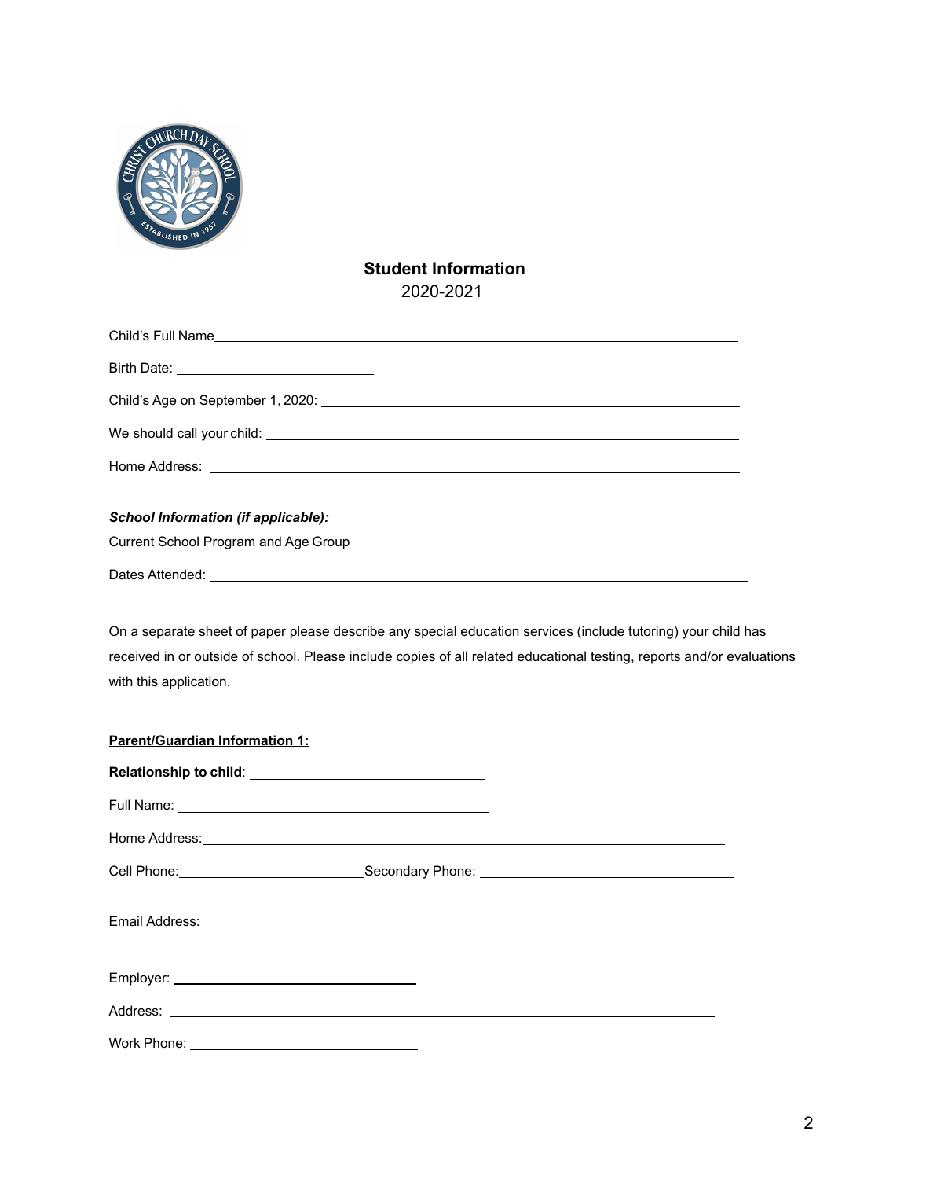## Student Information

2020-2021

Child's Full Name\_\_\_\_\_\_\_\_\_\_\_\_\_\_\_\_\_\_\_\_\_\_\_\_\_\_\_\_\_\_\_\_\_\_\_\_\_\_\_\_\_\_\_\_\_\_\_\_\_\_\_\_\_\_\_\_

Birth Date: \_\_\_\_\_\_\_\_\_\_\_\_\_\_\_\_\_\_\_\_\_\_\_\_

Child's Age on September 1, 2020: \_\_\_\_\_\_\_\_\_\_\_\_\_\_\_\_\_\_\_\_\_\_\_\_\_\_\_\_\_\_\_\_\_\_\_\_\_\_\_\_\_\_\_\_

We should call your child: \_\_\_\_\_\_\_\_\_\_\_\_\_\_\_\_\_\_\_\_\_\_\_\_\_\_\_\_\_\_\_\_\_\_\_\_\_\_\_\_\_\_\_\_\_\_\_\_\_\_

Home Address: \_\_\_\_\_\_\_\_\_\_\_\_\_\_\_\_\_\_\_\_\_\_\_\_\_\_\_\_\_\_\_\_\_\_\_\_\_\_\_\_\_\_\_\_\_\_\_\_\_\_\_\_\_\_\_\_\_

***School Information (if applicable):***

Current School Program and Age Group \_\_\_\_\_\_\_\_\_\_\_\_\_\_\_\_\_\_\_\_\_\_\_\_\_\_\_\_\_\_\_\_\_\_\_\_\_\_\_\_\_

Dates Attended: \_\_\_\_\_\_\_\_\_\_\_\_\_\_\_\_\_\_\_\_\_\_\_\_\_\_\_\_\_\_\_\_\_\_\_\_\_\_\_\_\_\_\_\_\_\_\_\_\_\_\_\_\_\_\_\_\_\_

On a separate sheet of paper please describe any special education services (include tutoring) your child has received in or outside of school. Please include copies of all related educational testing, reports and/or evaluations with this application.

**Parent/Guardian Information 1:**

**Relationship to child**: \_\_\_\_\_\_\_\_\_\_\_\_\_\_\_\_\_\_\_\_\_\_\_\_\_\_\_\_\_

Full Name: \_\_\_\_\_\_\_\_\_\_\_\_\_\_\_\_\_\_\_\_\_\_\_\_\_\_\_\_\_\_\_\_\_\_\_\_\_\_

Home Address:\_\_\_\_\_\_\_\_\_\_\_\_\_\_\_\_\_\_\_\_\_\_\_\_\_\_\_\_\_\_\_\_\_\_\_\_\_\_\_\_\_\_\_\_\_\_\_\_\_\_\_\_\_\_\_\_\_

Cell Phone:\_\_\_\_\_\_\_\_\_\_\_\_\_\_\_\_\_\_\_\_\_\_\_Secondary Phone: \_\_\_\_\_\_\_\_\_\_\_\_\_\_\_\_\_\_\_\_\_\_\_\_\_\_\_\_\_\_

Email Address: \_\_\_\_\_\_\_\_\_\_\_\_\_\_\_\_\_\_\_\_\_\_\_\_\_\_\_\_\_\_\_\_\_\_\_\_\_\_\_\_\_\_\_\_\_\_\_\_\_\_\_\_\_\_\_\_\_\_

Employer: \_\_\_\_\_\_\_\_\_\_\_\_\_\_\_\_\_\_\_\_\_\_\_\_\_\_\_\_\_\_

Address: \_\_\_\_\_\_\_\_\_\_\_\_\_\_\_\_\_\_\_\_\_\_\_\_\_\_\_\_\_\_\_\_\_\_\_\_\_\_\_\_\_\_\_\_\_\_\_\_\_\_\_\_\_\_\_\_\_\_\_\_\_\_

Work Phone: \_\_\_\_\_\_\_\_\_\_\_\_\_\_\_\_\_\_\_\_\_\_\_\_\_\_\_\_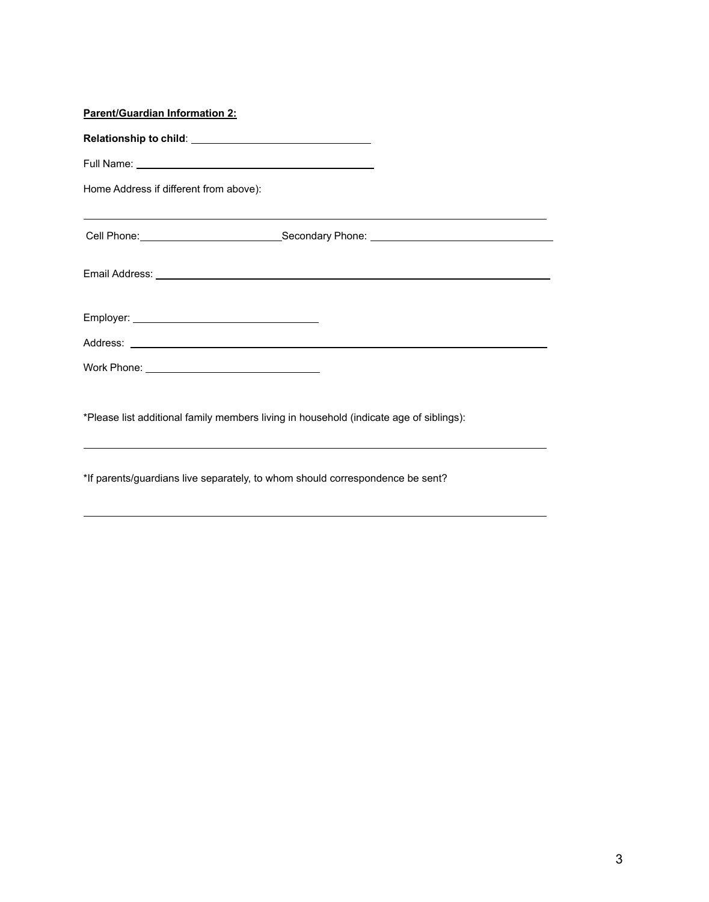**Parent/Guardian Information 2:**

**Relationship to child**: ______________________________

Full Name: ________________________________________

Home Address if different from above):

______________________________________________________________________________

Cell Phone: ________________________ Secondary Phone: ________________________________

Email Address: ______________________________________________________________________

Employer: ________________________________

Address: ________________________________________________________________________

Work Phone: ______________________________

*Please list additional family members living in household (indicate age of siblings):

______________________________________________________________________________

*If parents/guardians live separately, to whom should correspondence be sent?

______________________________________________________________________________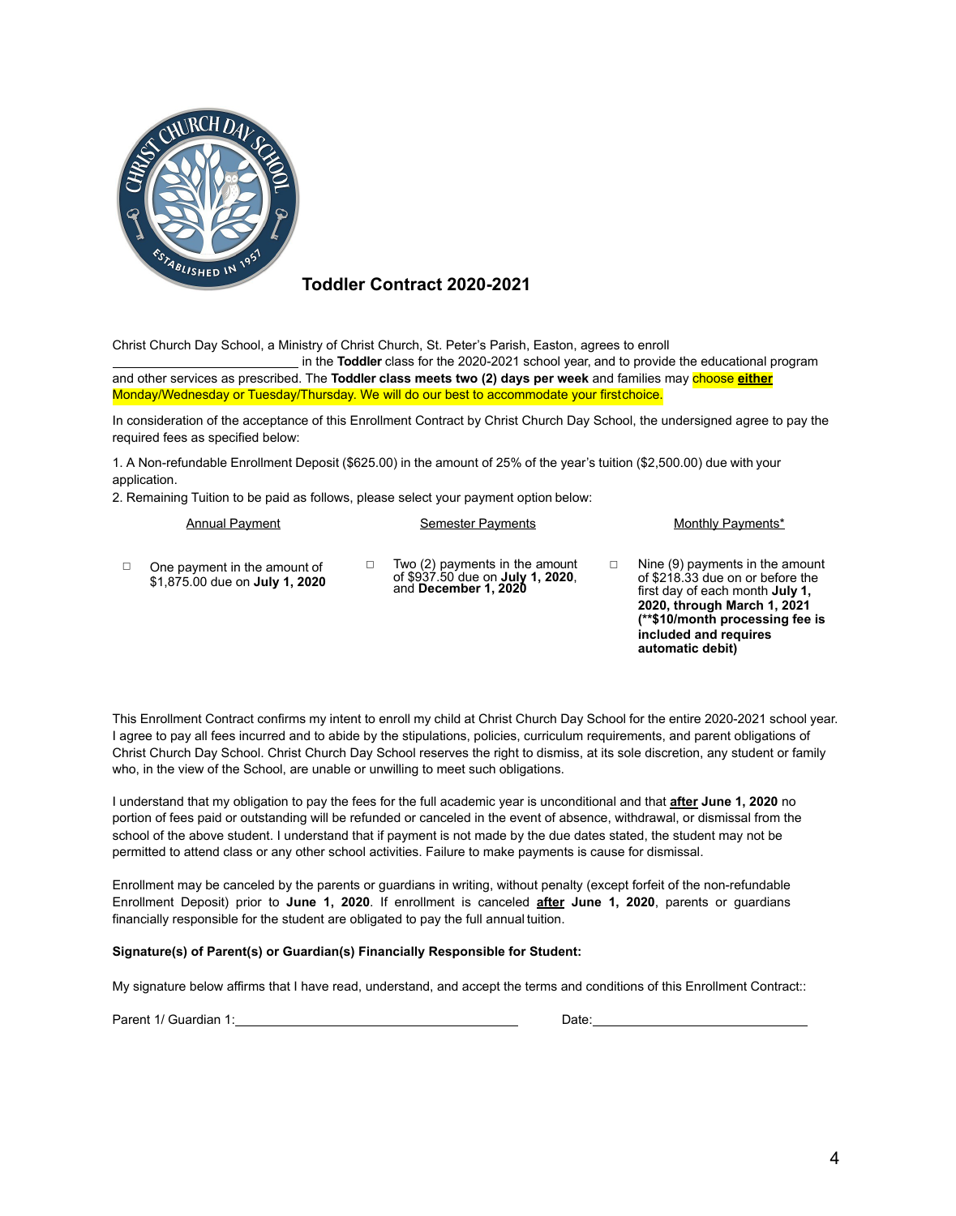# Toddler Contract 2020-2021

Christ Church Day School, a Ministry of Christ Church, St. Peter's Parish, Easton, agrees to enroll \_\_\_\_\_\_\_\_\_\_\_\_\_\_\_\_\_\_\_\_\_\_\_\_\_\_ in the **Toddler** class for the 2020-2021 school year, and to provide the educational program and other services as prescribed. The **Toddler class meets two (2) days per week** and families may choose ***either*** Monday/Wednesday or Tuesday/Thursday. We will do our best to accommodate your first choice.

In consideration of the acceptance of this Enrollment Contract by Christ Church Day School, the undersigned agree to pay the required fees as specified below:

1. A Non-refundable Enrollment Deposit ($625.00) in the amount of 25% of the year's tuition ($2,500.00) due with your application.
2. Remaining Tuition to be paid as follows, please select your payment option below:

| Annual Payment | Semester Payments | Monthly Payments* |
|---|---|---|
| ☐ One payment in the amount of $1,875.00 due on **July 1, 2020** | ☐ Two (2) payments in the amount of $937.50 due on **July 1, 2020**, and **December 1, 2020** | ☐ Nine (9) payments in the amount of $218.33 due on or before the first day of each month **July 1, 2020, through March 1, 2021 (**$10/month processing fee is included and requires automatic debit)** |

This Enrollment Contract confirms my intent to enroll my child at Christ Church Day School for the entire 2020-2021 school year. I agree to pay all fees incurred and to abide by the stipulations, policies, curriculum requirements, and parent obligations of Christ Church Day School. Christ Church Day School reserves the right to dismiss, at its sole discretion, any student or family who, in the view of the School, are unable or unwilling to meet such obligations.

I understand that my obligation to pay the fees for the full academic year is unconditional and that **after June 1, 2020** no portion of fees paid or outstanding will be refunded or canceled in the event of absence, withdrawal, or dismissal from the school of the above student. I understand that if payment is not made by the due dates stated, the student may not be permitted to attend class or any other school activities. Failure to make payments is cause for dismissal.

Enrollment may be canceled by the parents or guardians in writing, without penalty (except forfeit of the non-refundable Enrollment Deposit) prior to **June 1, 2020**. If enrollment is canceled **after June 1, 2020**, parents or guardians financially responsible for the student are obligated to pay the full annual tuition.

**Signature(s) of Parent(s) or Guardian(s) Financially Responsible for Student:**

My signature below affirms that I have read, understand, and accept the terms and conditions of this Enrollment Contract::

Parent 1/ Guardian 1:\_\_\_\_\_\_\_\_\_\_\_\_\_\_\_\_\_\_\_\_\_\_\_\_\_\_\_\_\_\_\_\_\_\_\_\_ Date:\_\_\_\_\_\_\_\_\_\_\_\_\_\_\_\_\_\_\_\_\_\_\_\_\_\_\_\_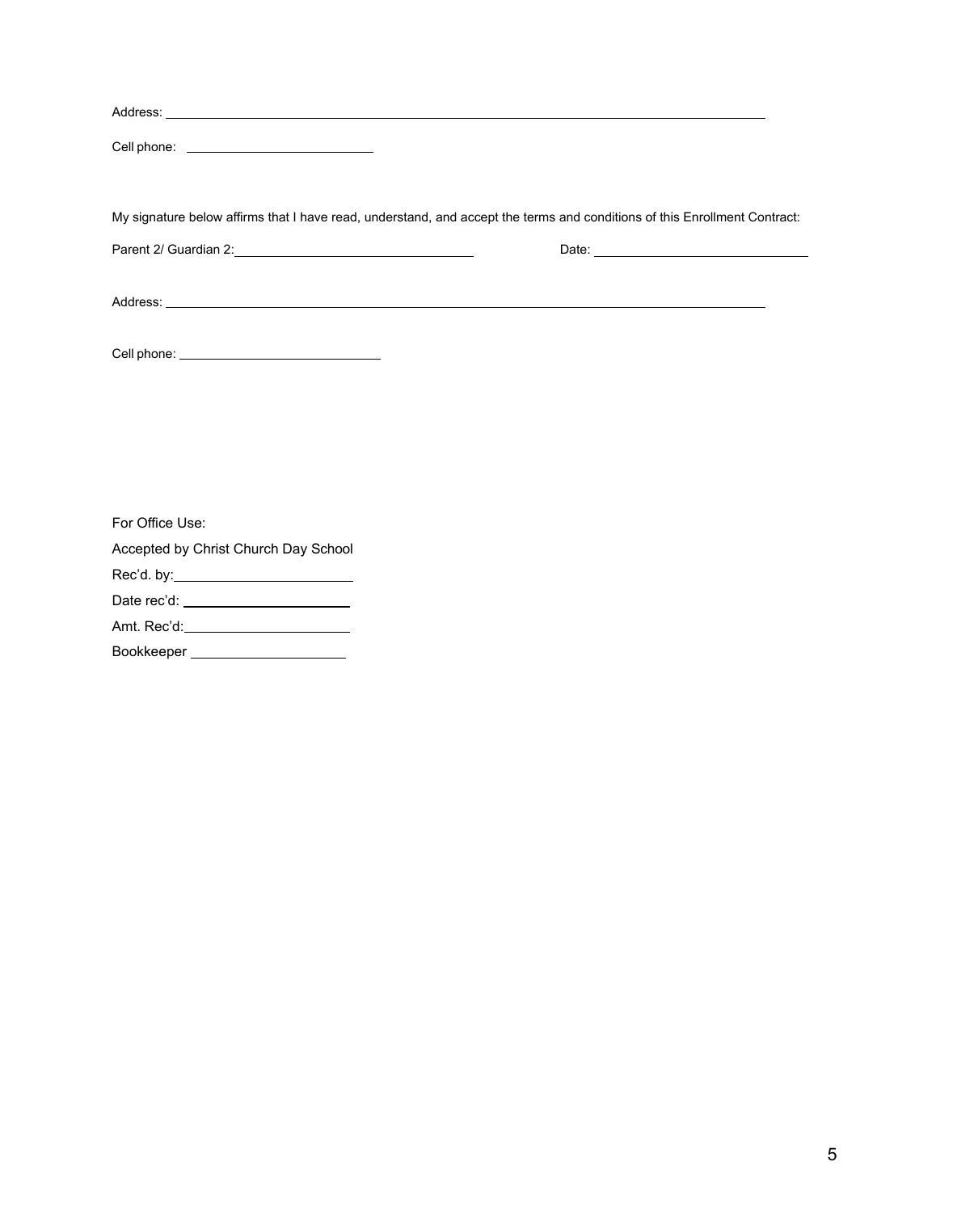Address: ______________________________________________________________________________

Cell phone: ________________________

My signature below affirms that I have read, understand, and accept the terms and conditions of this Enrollment Contract:

Parent 2/ Guardian 2: ______________________________ Date: ______________________________

Address: ______________________________________________________________________________

Cell phone: ________________________

For Office Use:

Accepted by Christ Church Day School

Rec'd. by: ______________________

Date rec'd: ______________________

Amt. Rec'd: ______________________

Bookkeeper ______________________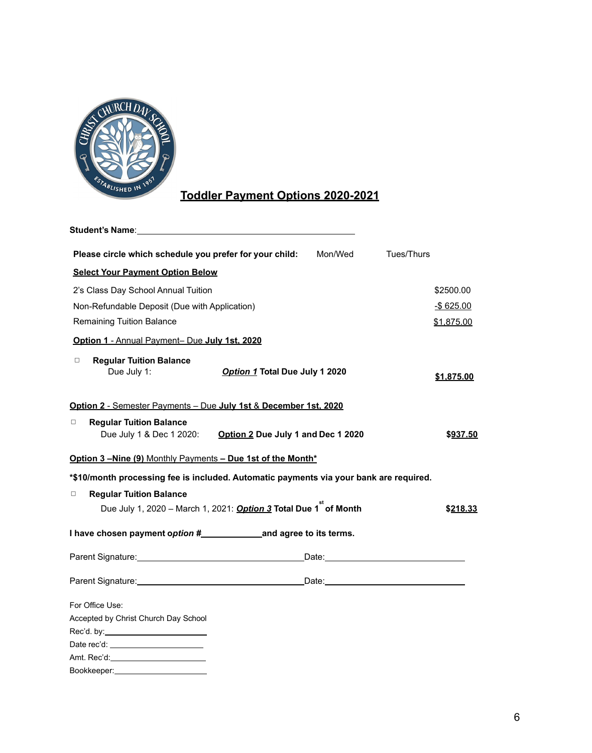# Toddler Payment Options 2020-2021

**Student's Name**:______________________________________________

**Please circle which schedule you prefer for your child:** Mon/Wed Tues/Thurs

**Select Your Payment Option Below**

| | |
|---|---|
| 2's Class Day School Annual Tuition | $2500.00 |
| Non-Refundable Deposit (Due with Application) | -$ 625.00 |
| Remaining Tuition Balance | $1,875.00 |

**Option 1** - Annual Payment– Due **July 1st, 2020**

☐ **Regular Tuition Balance**
Due July 1: ***Option 1*** **Total Due July 1 2020** **$1,875.00**

**Option 2** - Semester Payments – Due **July 1st** & **December 1st, 2020**

☐ **Regular Tuition Balance**
Due July 1 & Dec 1 2020: **Option 2 Due July 1 and Dec 1 2020** **$937.50**

**Option 3 –Nine (9)** Monthly Payments **– Due 1st of the Month***

**\*$10/month processing fee is included. Automatic payments via your bank are required.**

☐ **Regular Tuition Balance**
Due July 1, 2020 – March 1, 2021: ***Option 3*** **Total Due 1st of Month** **$218.33**

**I have chosen payment *option* #____________and agree to its terms.**

Parent Signature:_________________________________Date:___________________________

Parent Signature:_________________________________Date:___________________________

For Office Use:
Accepted by Christ Church Day School
Rec'd. by:_____________________
Date rec'd: ____________________
Amt. Rec'd:____________________
Bookkeeper:____________________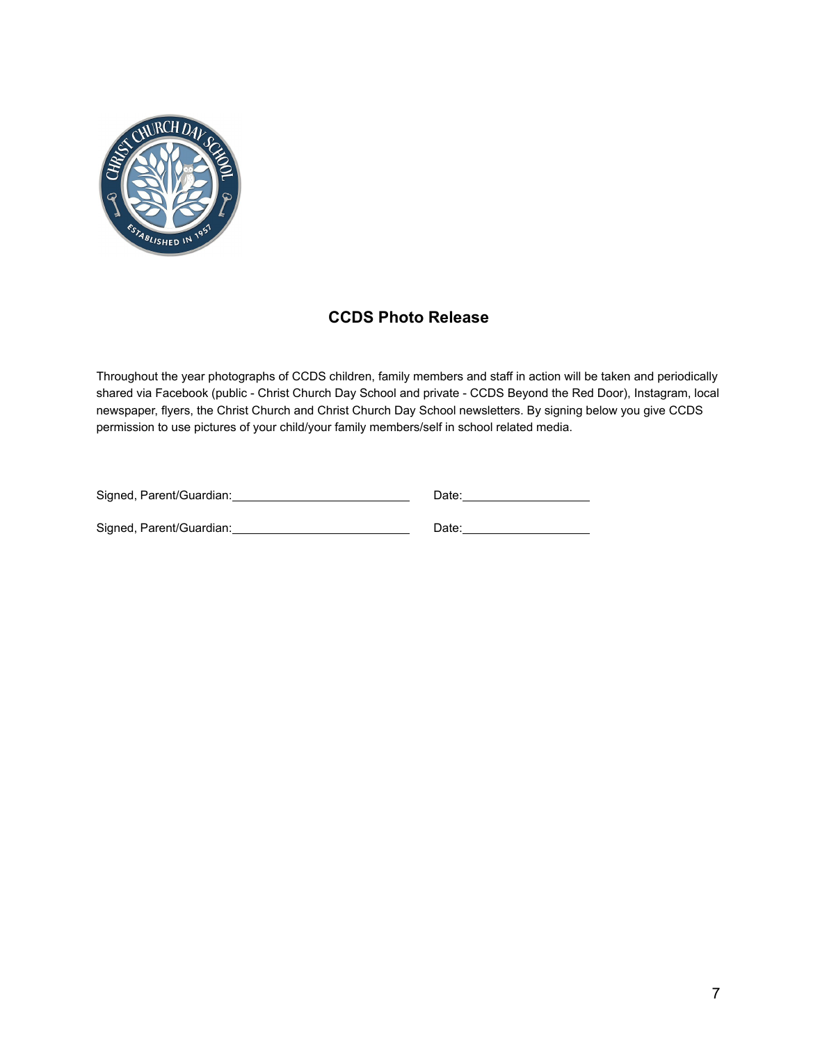## CCDS Photo Release

Throughout the year photographs of CCDS children, family members and staff in action will be taken and periodically shared via Facebook (public - Christ Church Day School and private - CCDS Beyond the Red Door), Instagram, local newspaper, flyers, the Christ Church and Christ Church Day School newsletters. By signing below you give CCDS permission to use pictures of your child/your family members/self in school related media.

Signed, Parent/Guardian:\_\_\_\_\_\_\_\_\_\_\_\_\_\_\_\_\_\_\_\_\_\_\_\_\_\_\_ Date:\_\_\_\_\_\_\_\_\_\_\_\_\_\_\_\_\_\_\_\_

Signed, Parent/Guardian:\_\_\_\_\_\_\_\_\_\_\_\_\_\_\_\_\_\_\_\_\_\_\_\_\_\_\_ Date:\_\_\_\_\_\_\_\_\_\_\_\_\_\_\_\_\_\_\_\_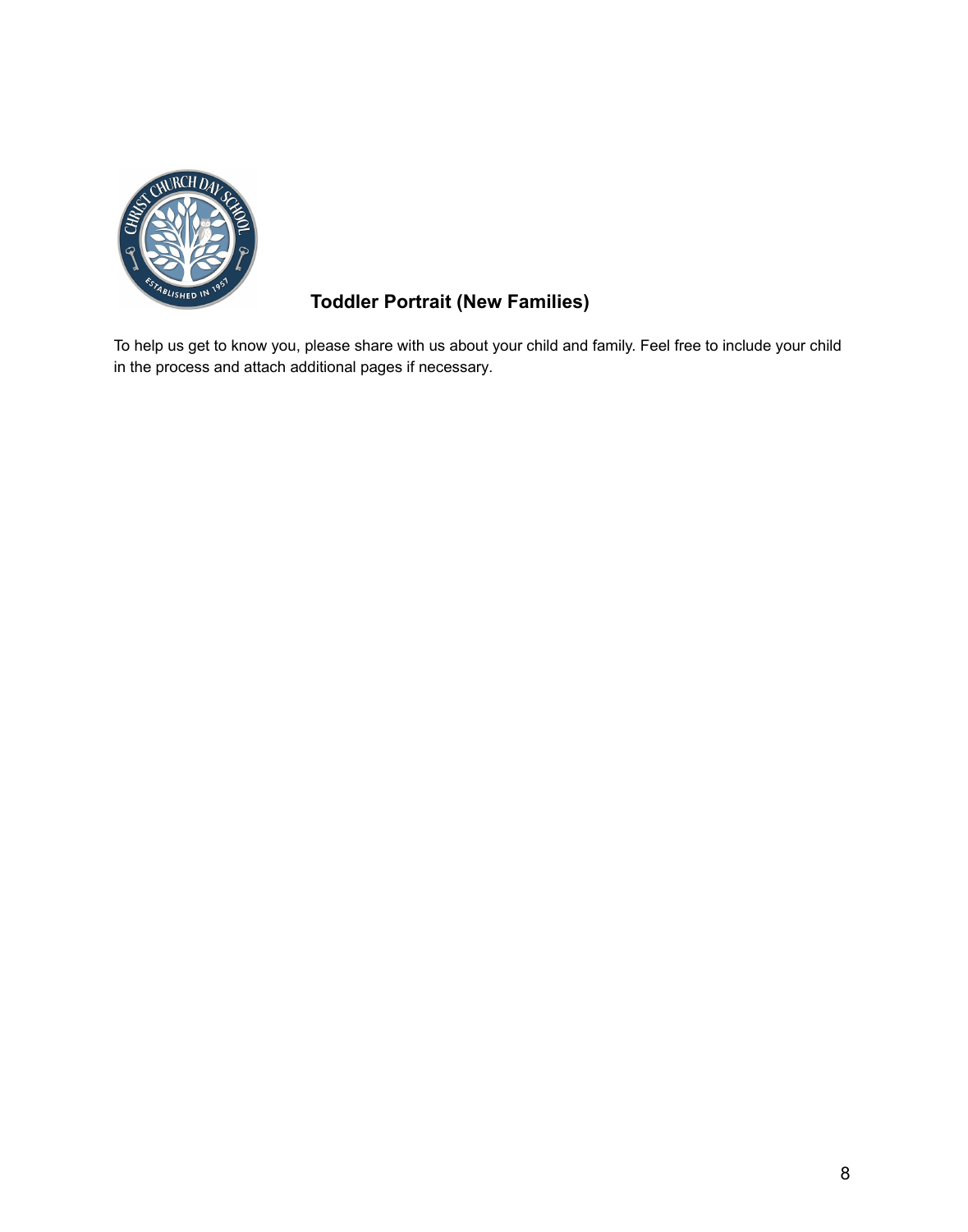## Toddler Portrait (New Families)

To help us get to know you, please share with us about your child and family. Feel free to include your child in the process and attach additional pages if necessary.